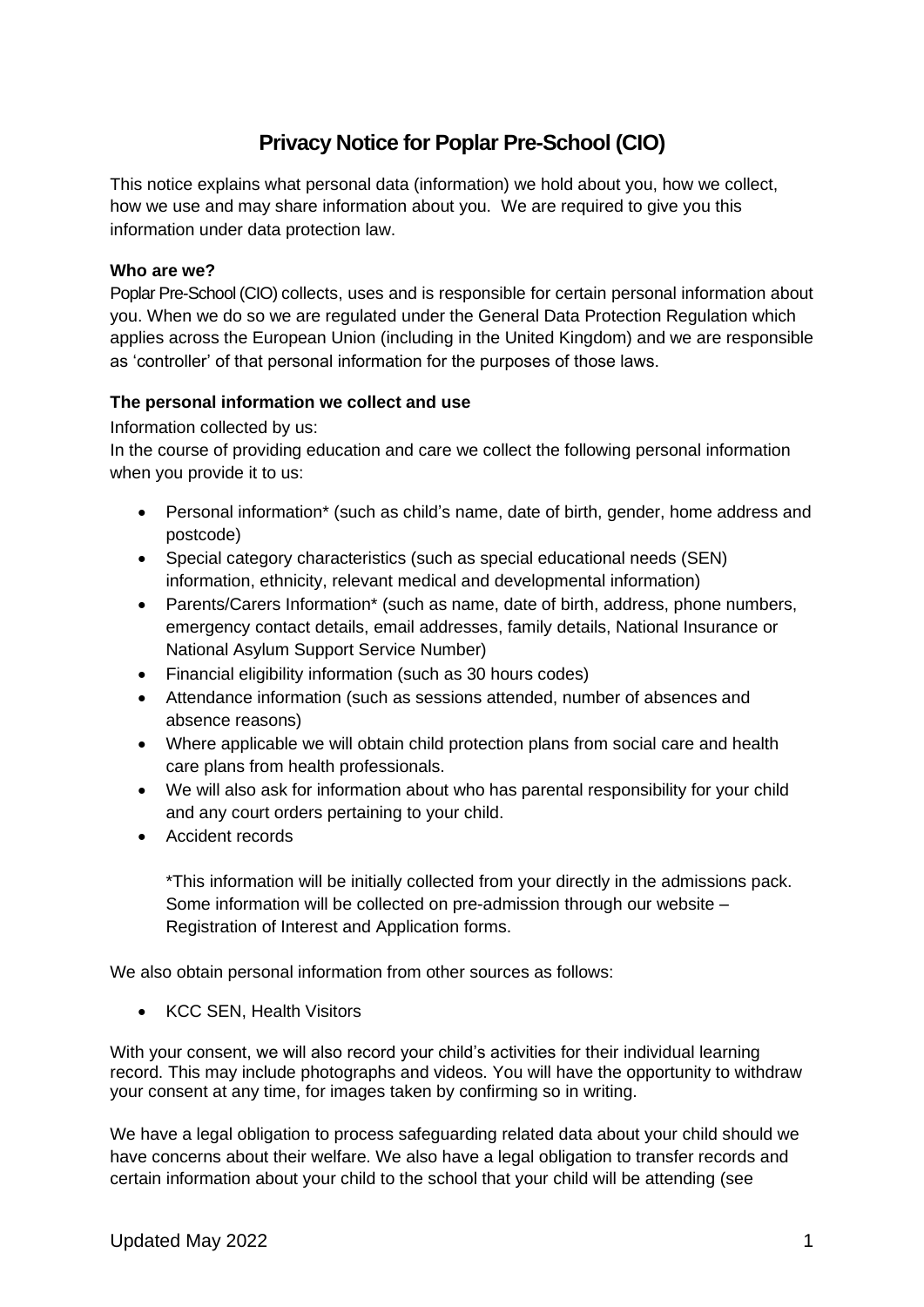# Privacy Notice for Poplar Pre-School (CIO)

This notice explains what personal data (information) we hold about you, how we collect, how we use and may share information about you. We are required to give you this information under data protection law.

**Who are we?**

Poplar Pre-School (CIO) collects, uses and is responsible for certain personal information about you. When we do so we are regulated under the General Data Protection Regulation which applies across the European Union (including in the United Kingdom) and we are responsible as 'controller' of that personal information for the purposes of those laws.

**The personal information we collect and use**

Information collected by us:

In the course of providing education and care we collect the following personal information when you provide it to us:

- Personal information* (such as child's name, date of birth, gender, home address and postcode)
- Special category characteristics (such as special educational needs (SEN) information, ethnicity, relevant medical and developmental information)
- Parents/Carers Information* (such as name, date of birth, address, phone numbers, emergency contact details, email addresses, family details, National Insurance or National Asylum Support Service Number)
- Financial eligibility information (such as 30 hours codes)
- Attendance information (such as sessions attended, number of absences and absence reasons)
- Where applicable we will obtain child protection plans from social care and health care plans from health professionals.
- We will also ask for information about who has parental responsibility for your child and any court orders pertaining to your child.
- Accident records

  *This information will be initially collected from your directly in the admissions pack. Some information will be collected on pre-admission through our website – Registration of Interest and Application forms.

We also obtain personal information from other sources as follows:

- KCC SEN, Health Visitors

With your consent, we will also record your child's activities for their individual learning record. This may include photographs and videos. You will have the opportunity to withdraw your consent at any time, for images taken by confirming so in writing.

We have a legal obligation to process safeguarding related data about your child should we have concerns about their welfare. We also have a legal obligation to transfer records and certain information about your child to the school that your child will be attending (see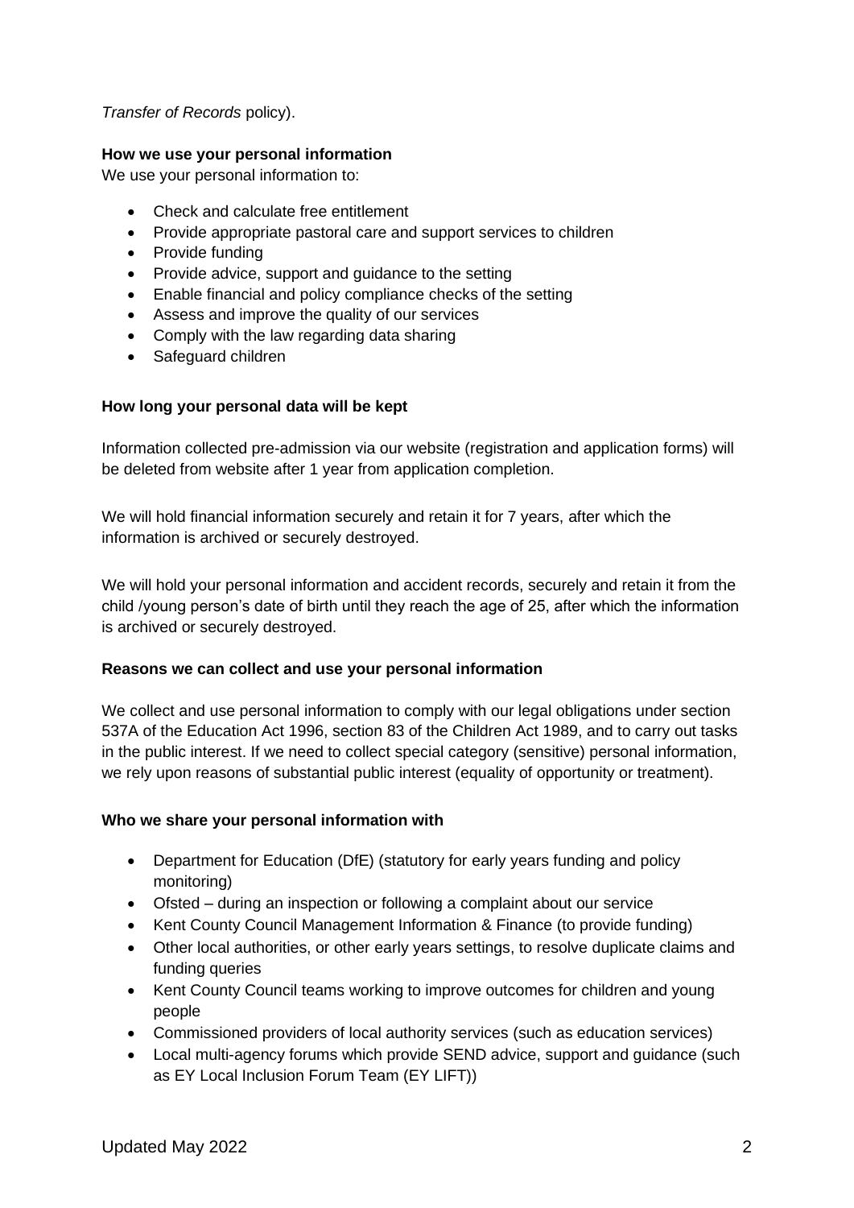*Transfer of Records* policy).

**How we use your personal information**

We use your personal information to:

- Check and calculate free entitlement
- Provide appropriate pastoral care and support services to children
- Provide funding
- Provide advice, support and guidance to the setting
- Enable financial and policy compliance checks of the setting
- Assess and improve the quality of our services
- Comply with the law regarding data sharing
- Safeguard children

**How long your personal data will be kept**

Information collected pre-admission via our website (registration and application forms) will be deleted from website after 1 year from application completion.

We will hold financial information securely and retain it for 7 years, after which the information is archived or securely destroyed.

We will hold your personal information and accident records, securely and retain it from the child /young person's date of birth until they reach the age of 25, after which the information is archived or securely destroyed.

**Reasons we can collect and use your personal information**

We collect and use personal information to comply with our legal obligations under section 537A of the Education Act 1996, section 83 of the Children Act 1989, and to carry out tasks in the public interest. If we need to collect special category (sensitive) personal information, we rely upon reasons of substantial public interest (equality of opportunity or treatment).

**Who we share your personal information with**

- Department for Education (DfE) (statutory for early years funding and policy monitoring)
- Ofsted – during an inspection or following a complaint about our service
- Kent County Council Management Information & Finance (to provide funding)
- Other local authorities, or other early years settings, to resolve duplicate claims and funding queries
- Kent County Council teams working to improve outcomes for children and young people
- Commissioned providers of local authority services (such as education services)
- Local multi-agency forums which provide SEND advice, support and guidance (such as EY Local Inclusion Forum Team (EY LIFT))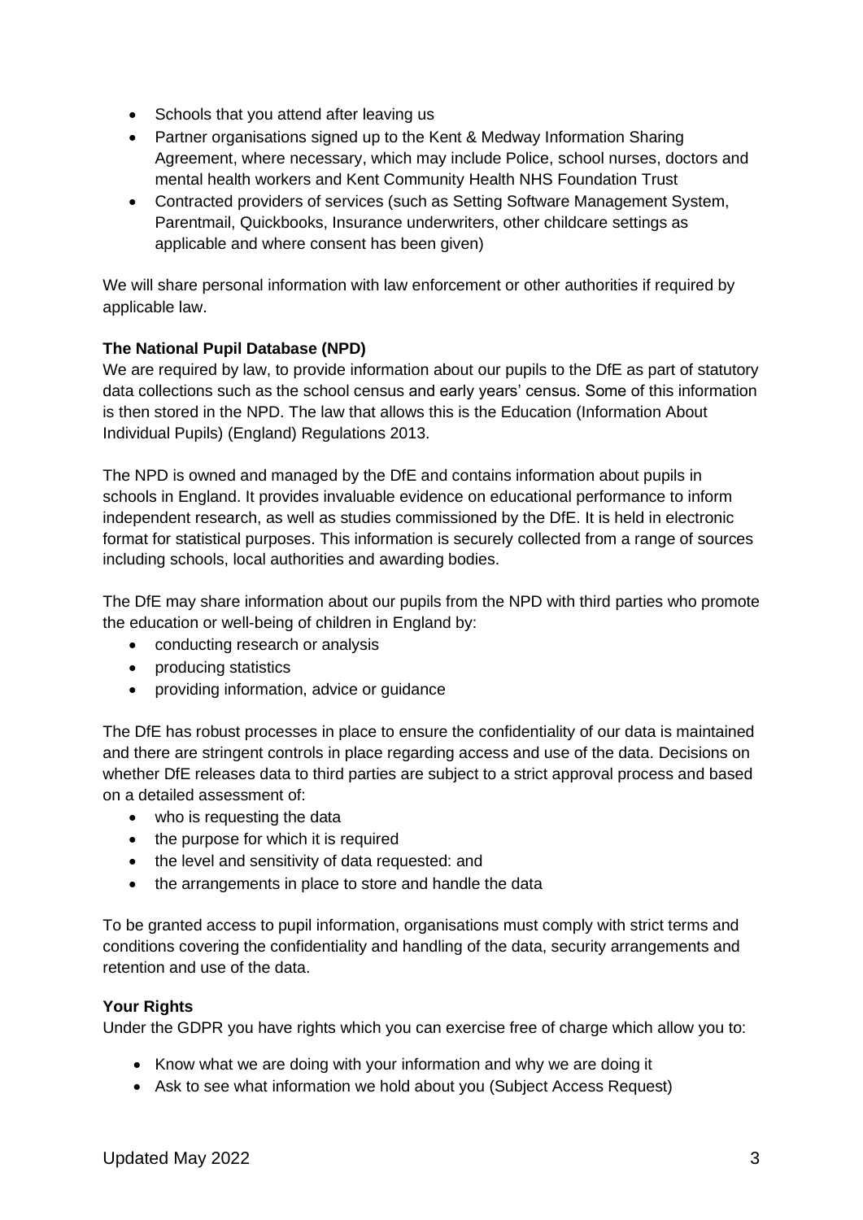- Schools that you attend after leaving us
- Partner organisations signed up to the Kent & Medway Information Sharing Agreement, where necessary, which may include Police, school nurses, doctors and mental health workers and Kent Community Health NHS Foundation Trust
- Contracted providers of services (such as Setting Software Management System, Parentmail, Quickbooks, Insurance underwriters, other childcare settings as applicable and where consent has been given)

We will share personal information with law enforcement or other authorities if required by applicable law.

**The National Pupil Database (NPD)**
We are required by law, to provide information about our pupils to the DfE as part of statutory data collections such as the school census and early years' census. Some of this information is then stored in the NPD. The law that allows this is the Education (Information About Individual Pupils) (England) Regulations 2013.

The NPD is owned and managed by the DfE and contains information about pupils in schools in England. It provides invaluable evidence on educational performance to inform independent research, as well as studies commissioned by the DfE. It is held in electronic format for statistical purposes. This information is securely collected from a range of sources including schools, local authorities and awarding bodies.

The DfE may share information about our pupils from the NPD with third parties who promote the education or well-being of children in England by:

- conducting research or analysis
- producing statistics
- providing information, advice or guidance

The DfE has robust processes in place to ensure the confidentiality of our data is maintained and there are stringent controls in place regarding access and use of the data. Decisions on whether DfE releases data to third parties are subject to a strict approval process and based on a detailed assessment of:

- who is requesting the data
- the purpose for which it is required
- the level and sensitivity of data requested: and
- the arrangements in place to store and handle the data

To be granted access to pupil information, organisations must comply with strict terms and conditions covering the confidentiality and handling of the data, security arrangements and retention and use of the data.

**Your Rights**
Under the GDPR you have rights which you can exercise free of charge which allow you to:

- Know what we are doing with your information and why we are doing it
- Ask to see what information we hold about you (Subject Access Request)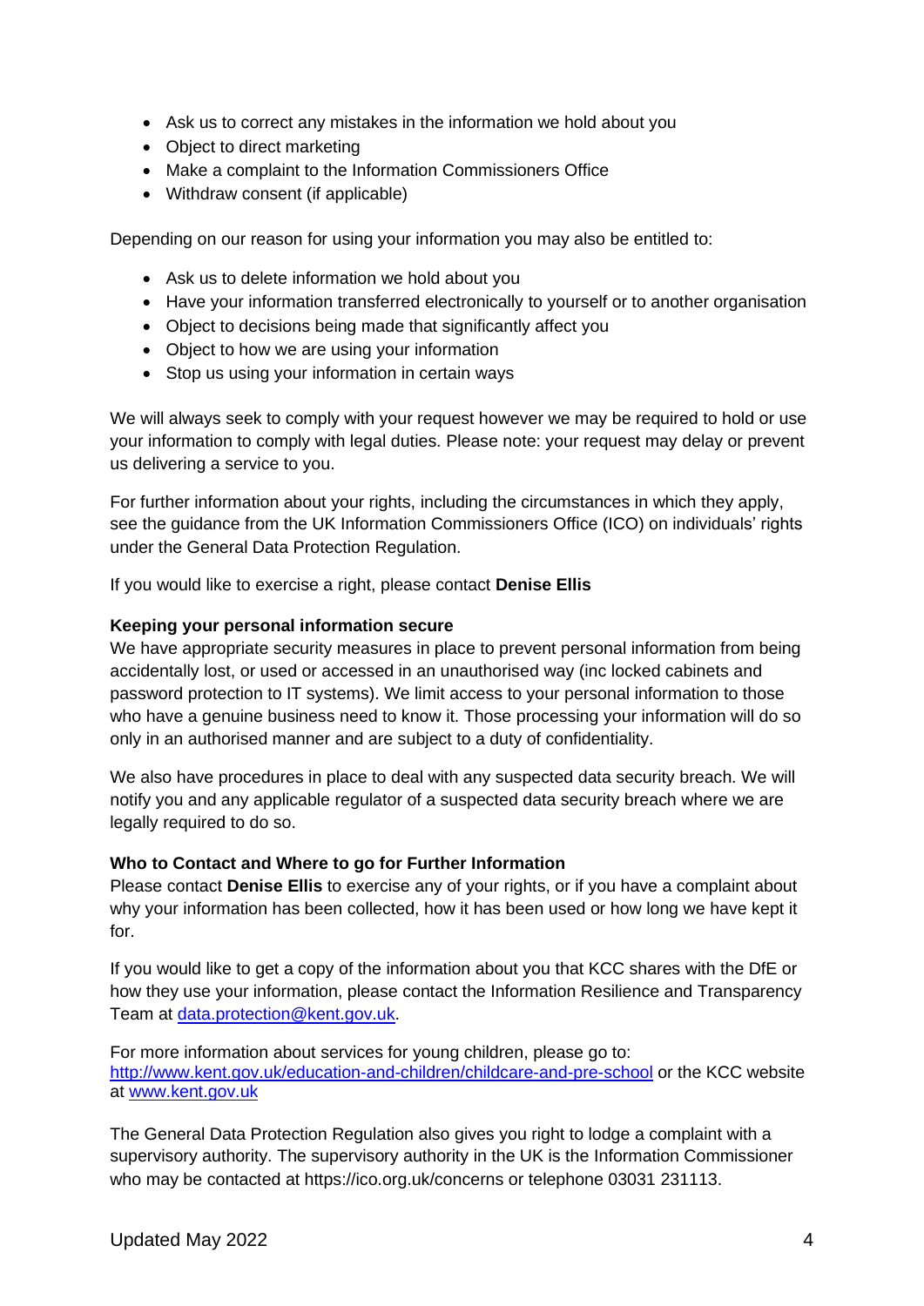- Ask us to correct any mistakes in the information we hold about you
- Object to direct marketing
- Make a complaint to the Information Commissioners Office
- Withdraw consent (if applicable)

Depending on our reason for using your information you may also be entitled to:

- Ask us to delete information we hold about you
- Have your information transferred electronically to yourself or to another organisation
- Object to decisions being made that significantly affect you
- Object to how we are using your information
- Stop us using your information in certain ways

We will always seek to comply with your request however we may be required to hold or use your information to comply with legal duties. Please note: your request may delay or prevent us delivering a service to you.

For further information about your rights, including the circumstances in which they apply, see the guidance from the UK Information Commissioners Office (ICO) on individuals' rights under the General Data Protection Regulation.

If you would like to exercise a right, please contact **Denise Ellis**

**Keeping your personal information secure**

We have appropriate security measures in place to prevent personal information from being accidentally lost, or used or accessed in an unauthorised way (inc locked cabinets and password protection to IT systems). We limit access to your personal information to those who have a genuine business need to know it. Those processing your information will do so only in an authorised manner and are subject to a duty of confidentiality.

We also have procedures in place to deal with any suspected data security breach. We will notify you and any applicable regulator of a suspected data security breach where we are legally required to do so.

**Who to Contact and Where to go for Further Information**

Please contact **Denise Ellis** to exercise any of your rights, or if you have a complaint about why your information has been collected, how it has been used or how long we have kept it for.

If you would like to get a copy of the information about you that KCC shares with the DfE or how they use your information, please contact the Information Resilience and Transparency Team at [data.protection@kent.gov.uk](mailto:data.protection@kent.gov.uk).

For more information about services for young children, please go to: [http://www.kent.gov.uk/education-and-children/childcare-and-pre-school](http://www.kent.gov.uk/education-and-children/childcare-and-pre-school) or the KCC website at [www.kent.gov.uk](http://www.kent.gov.uk)

The General Data Protection Regulation also gives you right to lodge a complaint with a supervisory authority. The supervisory authority in the UK is the Information Commissioner who may be contacted at https://ico.org.uk/concerns or telephone 03031 231113.

Updated May 2022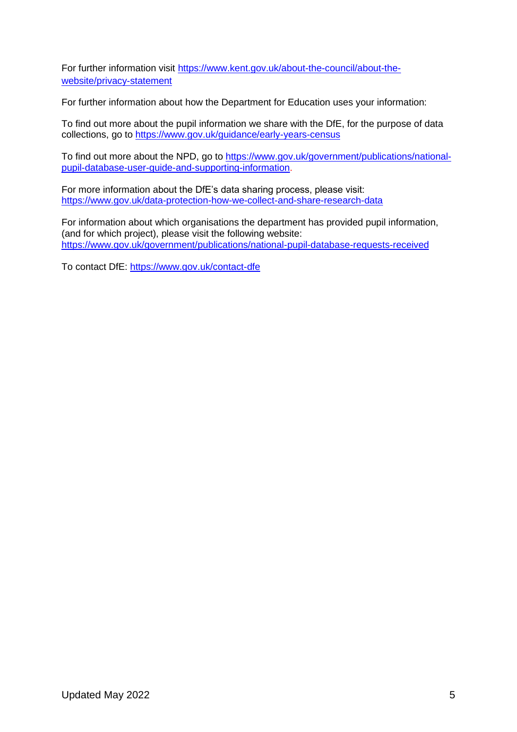For further information visit https://www.kent.gov.uk/about-the-council/about-the-website/privacy-statement

For further information about how the Department for Education uses your information:

To find out more about the pupil information we share with the DfE, for the purpose of data collections, go to https://www.gov.uk/guidance/early-years-census

To find out more about the NPD, go to https://www.gov.uk/government/publications/national-pupil-database-user-guide-and-supporting-information.

For more information about the DfE's data sharing process, please visit: https://www.gov.uk/data-protection-how-we-collect-and-share-research-data

For information about which organisations the department has provided pupil information, (and for which project), please visit the following website: https://www.gov.uk/government/publications/national-pupil-database-requests-received

To contact DfE: https://www.gov.uk/contact-dfe

Updated May 2022